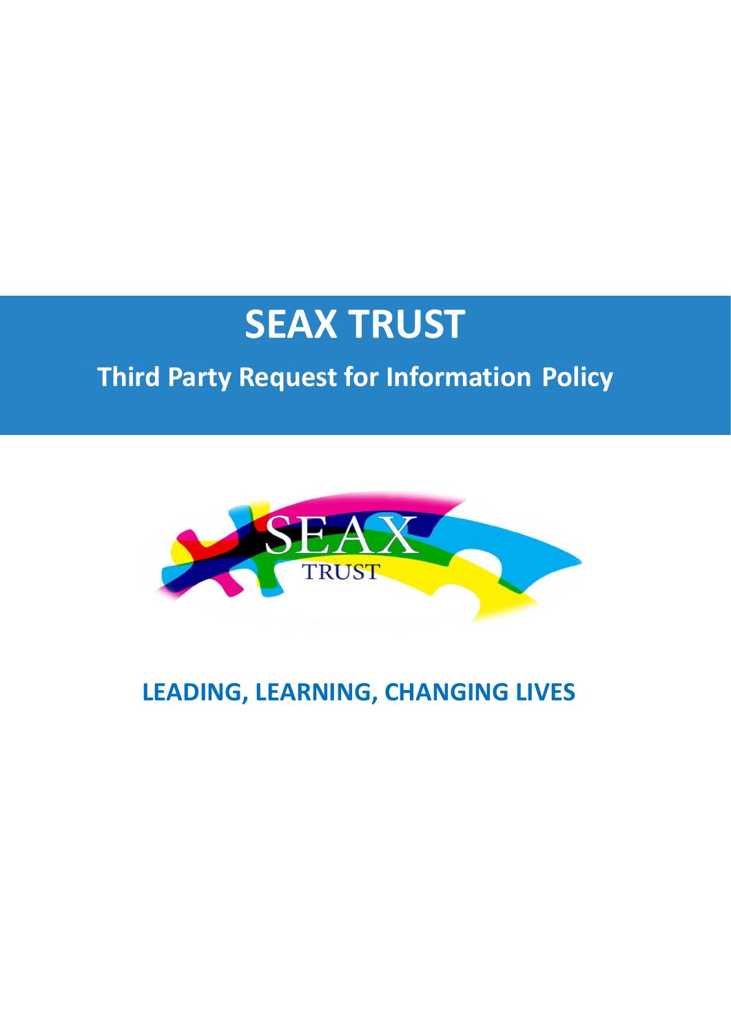# SEAX TRUST

## Third Party Request for Information Policy

**LEADING, LEARNING, CHANGING LIVES**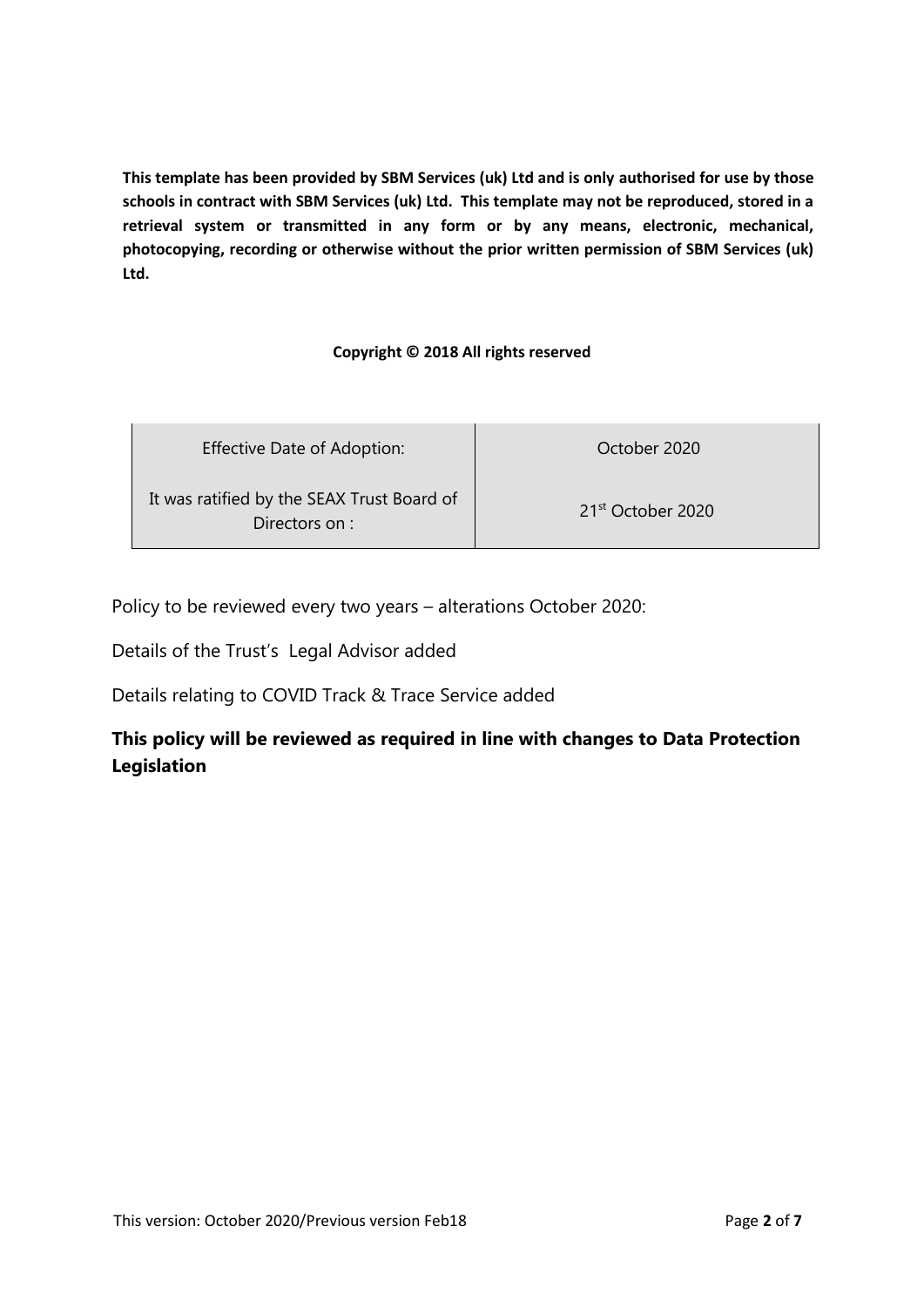**This template has been provided by SBM Services (uk) Ltd and is only authorised for use by those schools in contract with SBM Services (uk) Ltd. This template may not be reproduced, stored in a retrieval system or transmitted in any form or by any means, electronic, mechanical, photocopying, recording or otherwise without the prior written permission of SBM Services (uk) Ltd.**

**Copyright © 2018 All rights reserved**

| Effective Date of Adoption: | October 2020 |
|---|---|
| It was ratified by the SEAX Trust Board of Directors on : | 21st October 2020 |

Policy to be reviewed every two years – alterations October 2020:

Details of the Trust's Legal Advisor added

Details relating to COVID Track & Trace Service added

**This policy will be reviewed as required in line with changes to Data Protection Legislation**

This version: October 2020/Previous version Feb18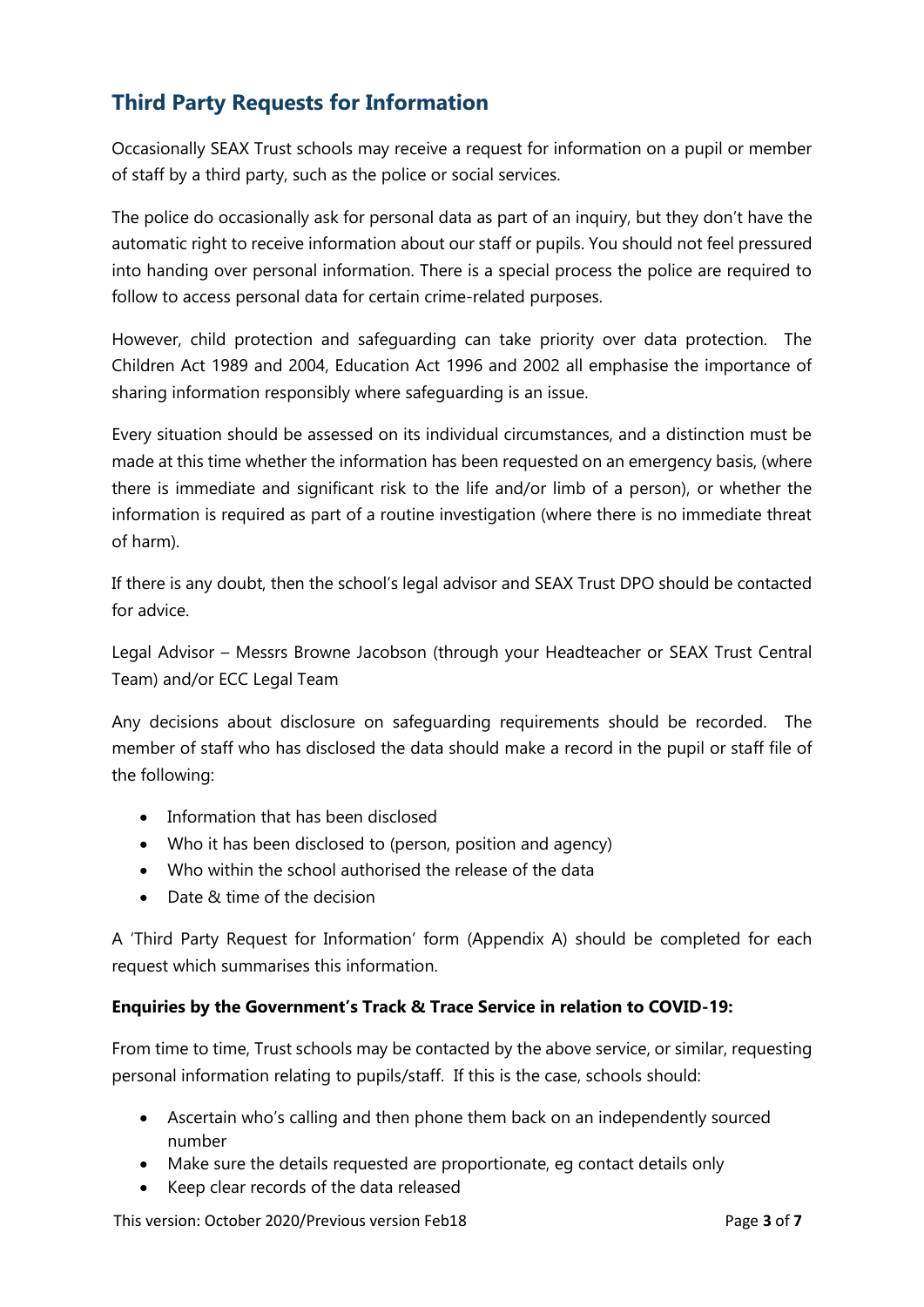## Third Party Requests for Information

Occasionally SEAX Trust schools may receive a request for information on a pupil or member of staff by a third party, such as the police or social services.

The police do occasionally ask for personal data as part of an inquiry, but they don't have the automatic right to receive information about our staff or pupils. You should not feel pressured into handing over personal information. There is a special process the police are required to follow to access personal data for certain crime-related purposes.

However, child protection and safeguarding can take priority over data protection. The Children Act 1989 and 2004, Education Act 1996 and 2002 all emphasise the importance of sharing information responsibly where safeguarding is an issue.

Every situation should be assessed on its individual circumstances, and a distinction must be made at this time whether the information has been requested on an emergency basis, (where there is immediate and significant risk to the life and/or limb of a person), or whether the information is required as part of a routine investigation (where there is no immediate threat of harm).

If there is any doubt, then the school's legal advisor and SEAX Trust DPO should be contacted for advice.

Legal Advisor – Messrs Browne Jacobson (through your Headteacher or SEAX Trust Central Team) and/or ECC Legal Team

Any decisions about disclosure on safeguarding requirements should be recorded. The member of staff who has disclosed the data should make a record in the pupil or staff file of the following:

- Information that has been disclosed
- Who it has been disclosed to (person, position and agency)
- Who within the school authorised the release of the data
- Date & time of the decision

A 'Third Party Request for Information' form (Appendix A) should be completed for each request which summarises this information.

**Enquiries by the Government's Track & Trace Service in relation to COVID-19:**

From time to time, Trust schools may be contacted by the above service, or similar, requesting personal information relating to pupils/staff. If this is the case, schools should:

- Ascertain who's calling and then phone them back on an independently sourced number
- Make sure the details requested are proportionate, eg contact details only
- Keep clear records of the data released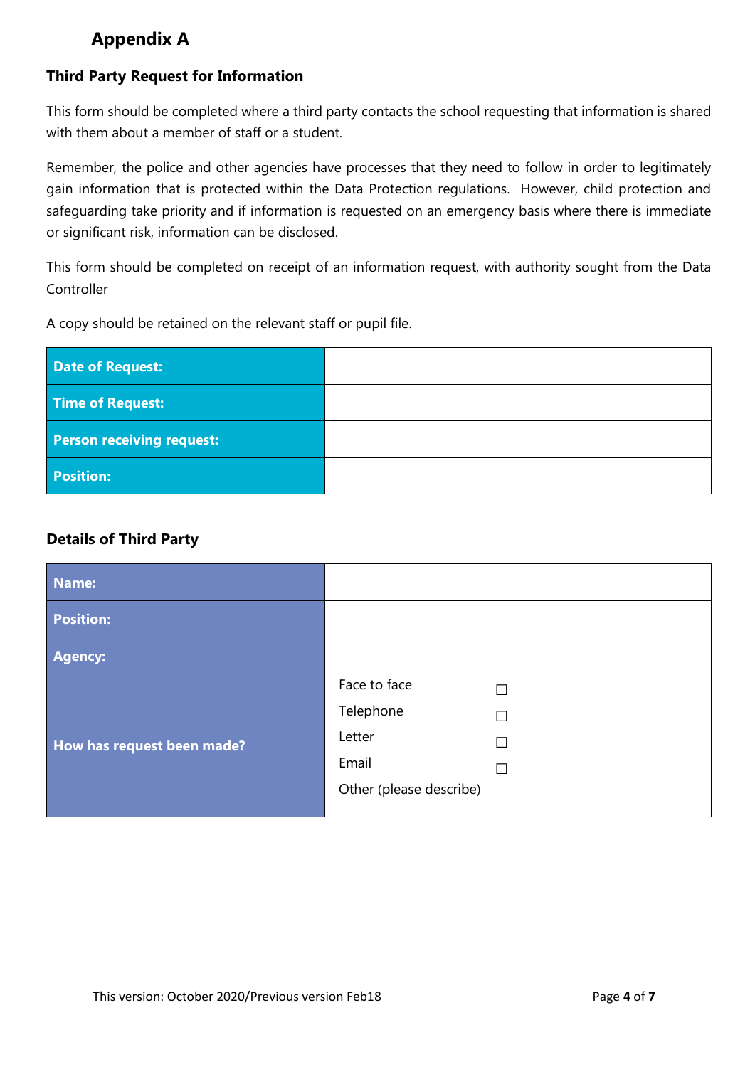# Appendix A

## Third Party Request for Information

This form should be completed where a third party contacts the school requesting that information is shared with them about a member of staff or a student.

Remember, the police and other agencies have processes that they need to follow in order to legitimately gain information that is protected within the Data Protection regulations. However, child protection and safeguarding take priority and if information is requested on an emergency basis where there is immediate or significant risk, information can be disclosed.

This form should be completed on receipt of an information request, with authority sought from the Data Controller

A copy should be retained on the relevant staff or pupil file.

| **Date of Request:** | |
|---|---|
| **Time of Request:** | |
| **Person receiving request:** | |
| **Position:** | |

## Details of Third Party

| **Name:** | |
|---|---|
| **Position:** | |
| **Agency:** | |
| **How has request been made?** | Face to face ☐<br>Telephone ☐<br>Letter ☐<br>Email ☐<br>Other (please describe) |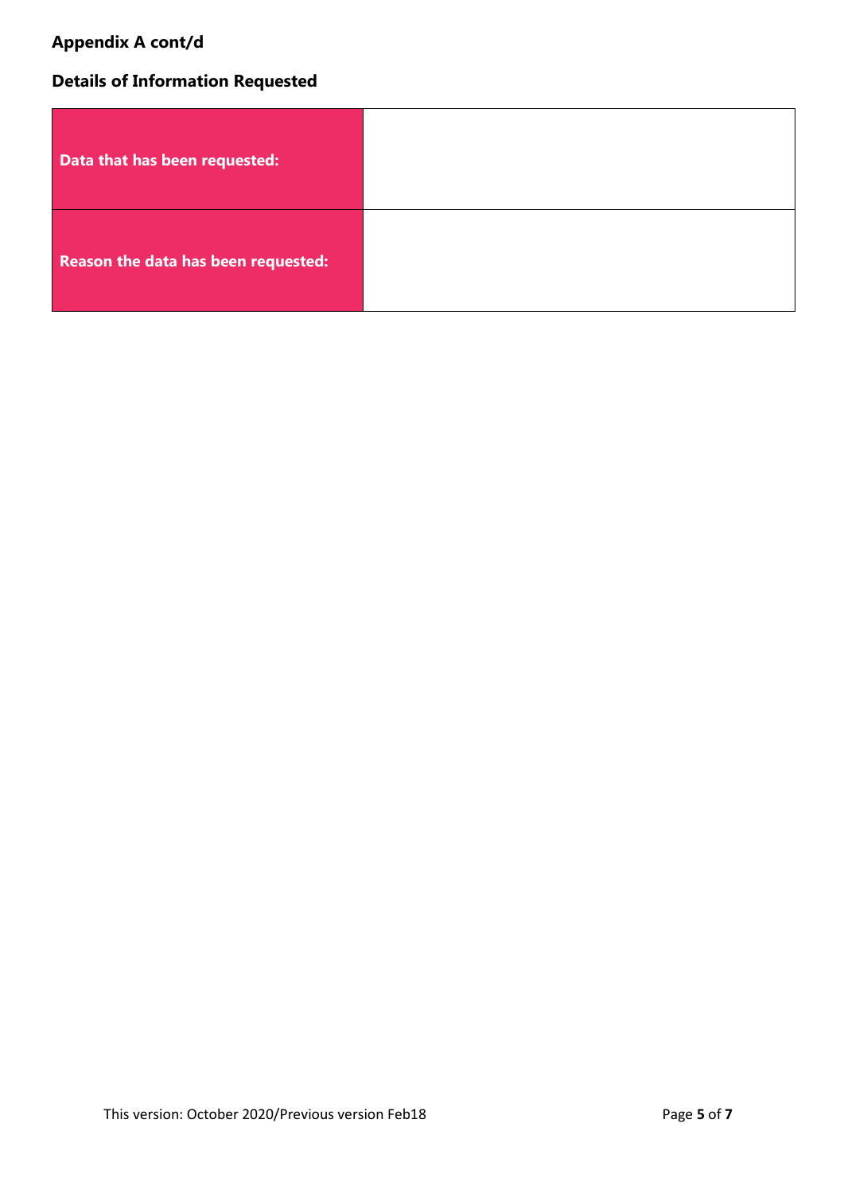**Appendix A cont/d**

## Details of Information Requested

| | |
|---|---|
| **Data that has been requested:** | |
| **Reason the data has been requested:** | |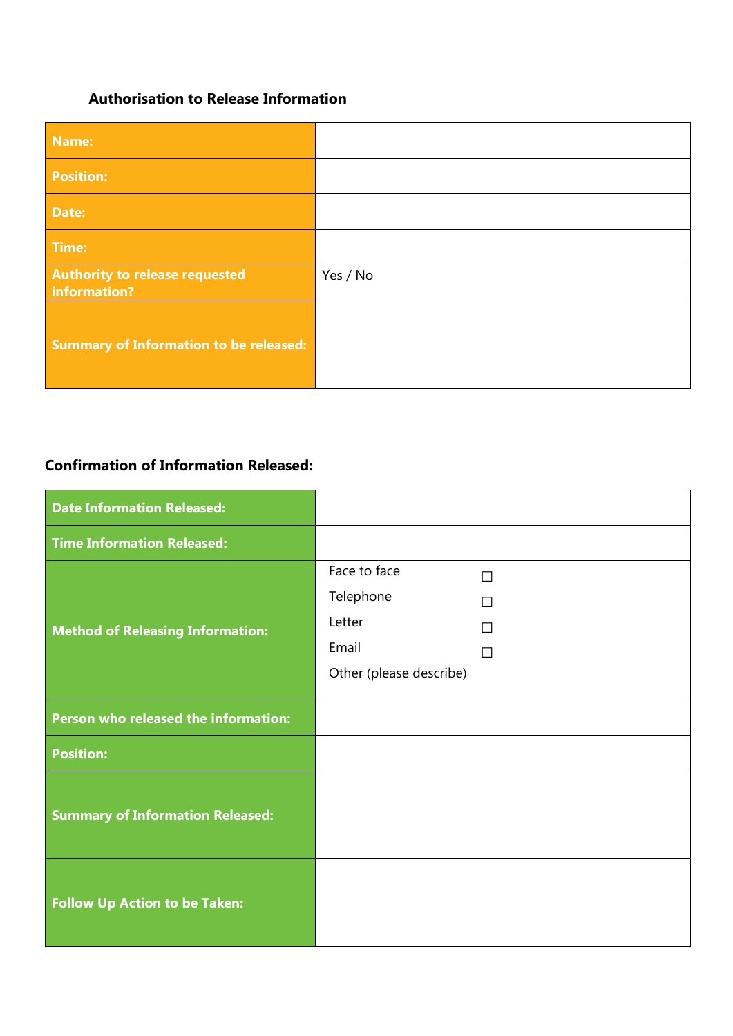### Authorisation to Release Information

| Name: | |
|---|---|
| Position: | |
| Date: | |
| Time: | |
| Authority to release requested information? | Yes / No |
| Summary of Information to be released: | |

### Confirmation of Information Released:

| Date Information Released: | |
|---|---|
| Time Information Released: | |
| Method of Releasing Information: | Face to face ☐<br>Telephone ☐<br>Letter ☐<br>Email ☐<br>Other (please describe) |
| Person who released the information: | |
| Position: | |
| Summary of Information Released: | |
| Follow Up Action to be Taken: | |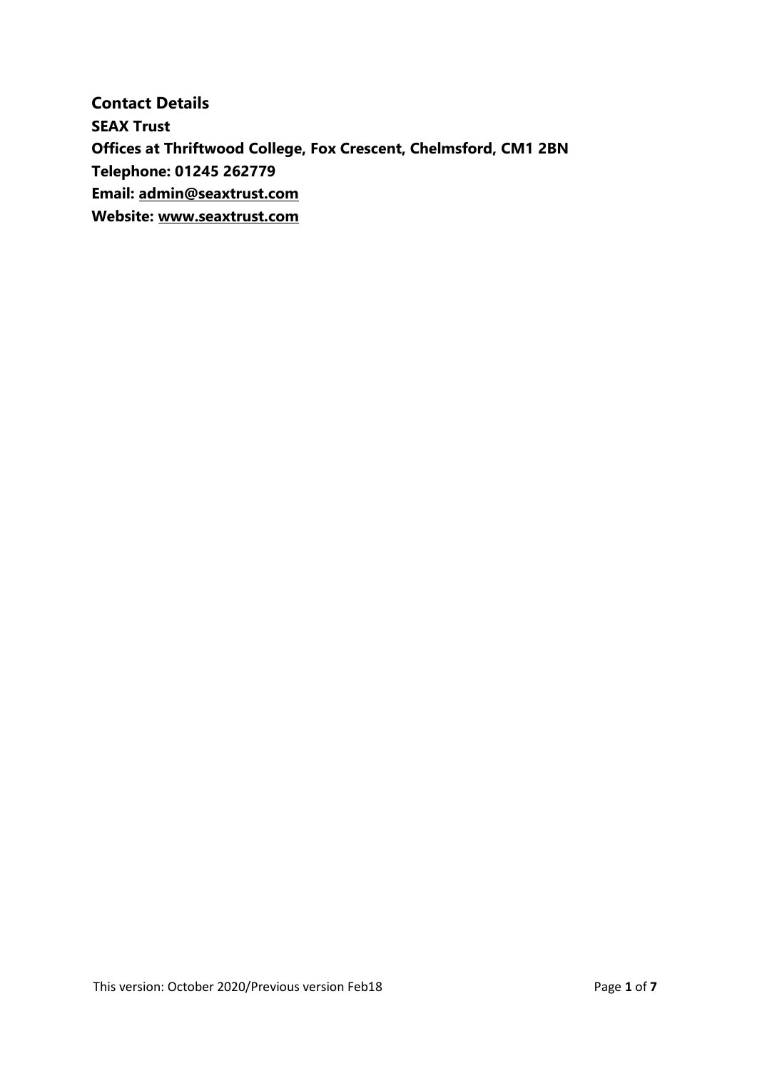## Contact Details

**SEAX Trust**

**Offices at Thriftwood College, Fox Crescent, Chelmsford, CM1 2BN**

**Telephone: 01245 262779**

**Email: admin@seaxtrust.com**

**Website: www.seaxtrust.com**